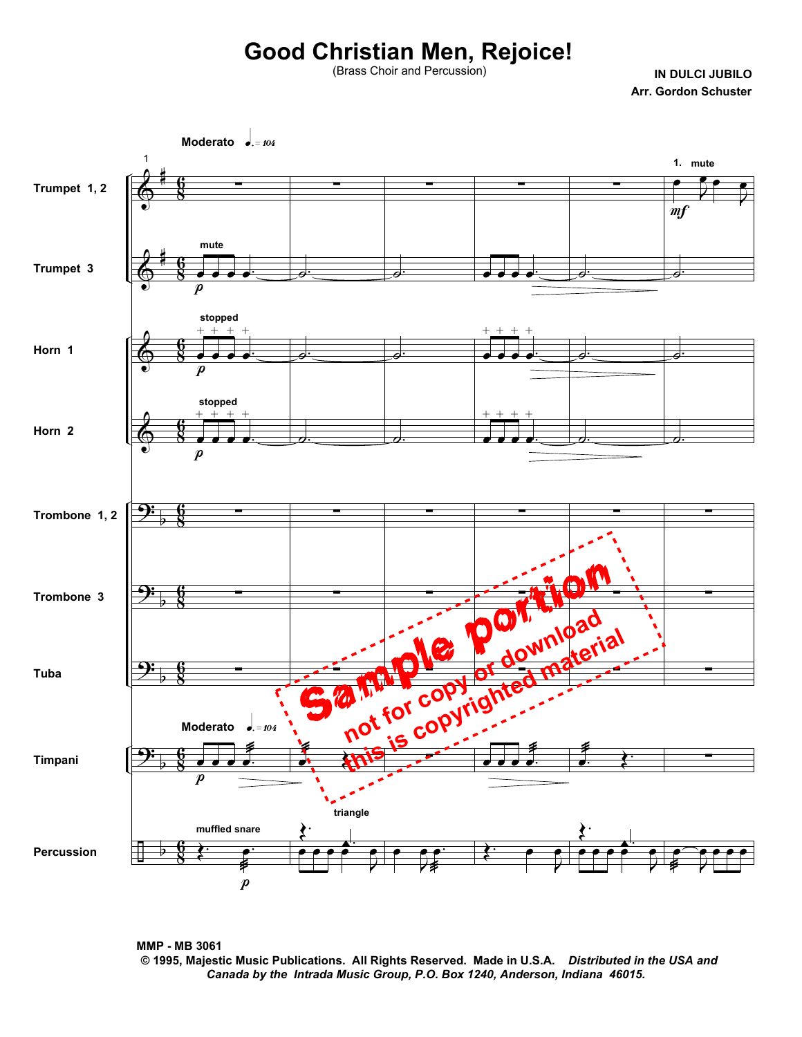# Good Christian Men, Rejoice!

(Brass Choir and Percussion)

**IN DULCI JUBILO**
**Arr. Gordon Schuster**

MMP - MB 3061
© 1995, Majestic Music Publications. All Rights Reserved. Made in U.S.A. *Distributed in the USA and Canada by the Intrada Music Group, P.O. Box 1240, Anderson, Indiana 46015.*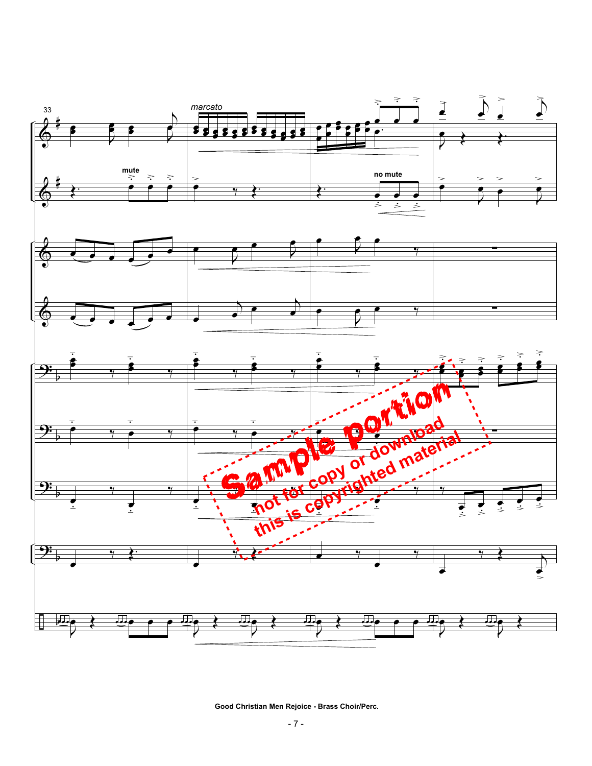33

*marcato*

mute

no mute

Sample portion
not for copy or download
this is copyrighted material

Good Christian Men Rejoice - Brass Choir/Perc.